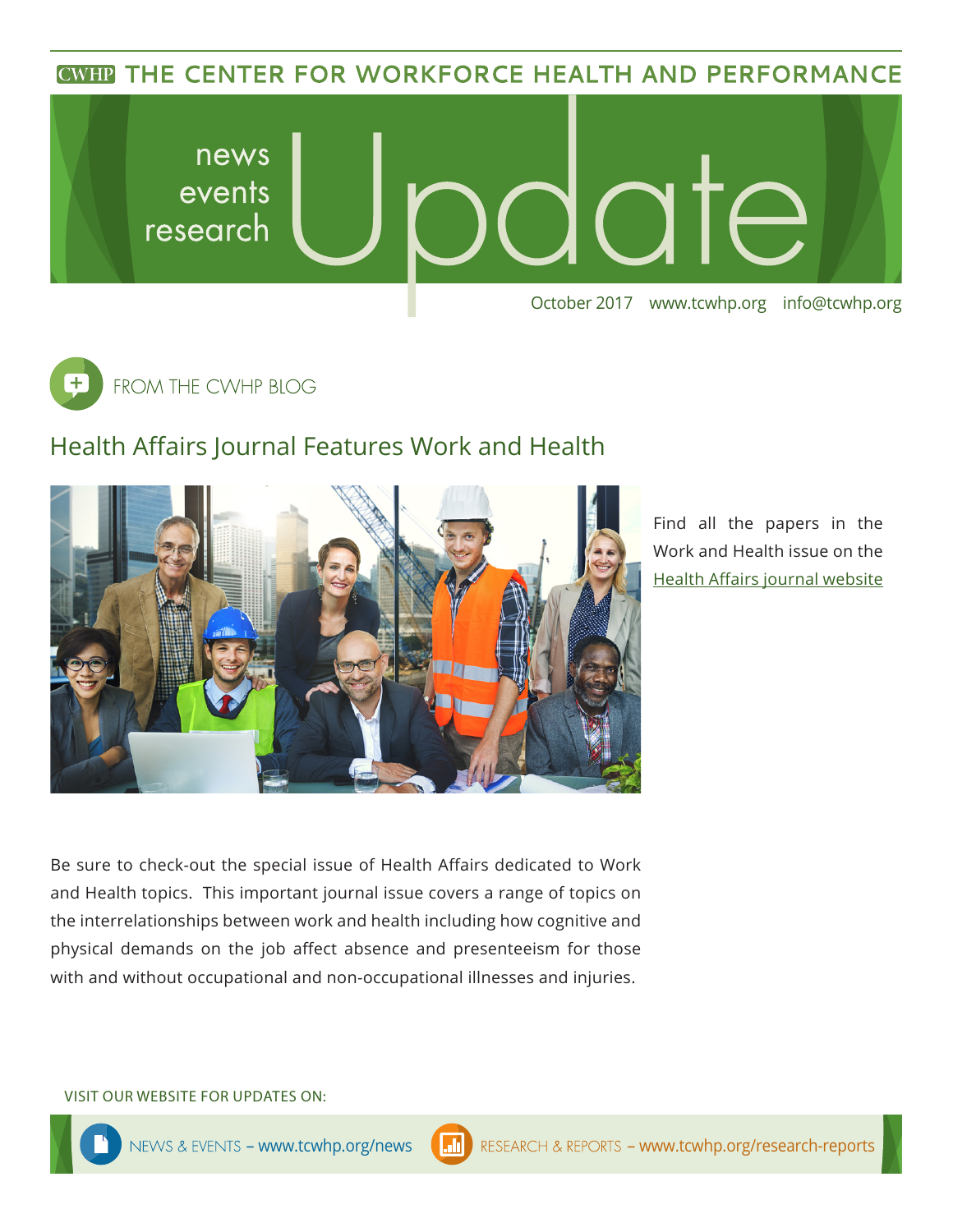CWHP THE CENTER FOR WORKFORCE HEALTH AND PERFORMANCE

# news events research Update

October 2017 www.tcwhp.org info@tcwhp.org

FROM THE CWHP BLOG

## Health Affairs Journal Features Work and Health

Find all the papers in the Work and Health issue on the Health Affairs journal website

Be sure to check-out the special issue of Health Affairs dedicated to Work and Health topics. This important journal issue covers a range of topics on the interrelationships between work and health including how cognitive and physical demands on the job affect absence and presenteeism for those with and without occupational and non-occupational illnesses and injuries.

VISIT OUR WEBSITE FOR UPDATES ON:

NEWS & EVENTS – www.tcwhp.org/news

RESEARCH & REPORTS – www.tcwhp.org/research-reports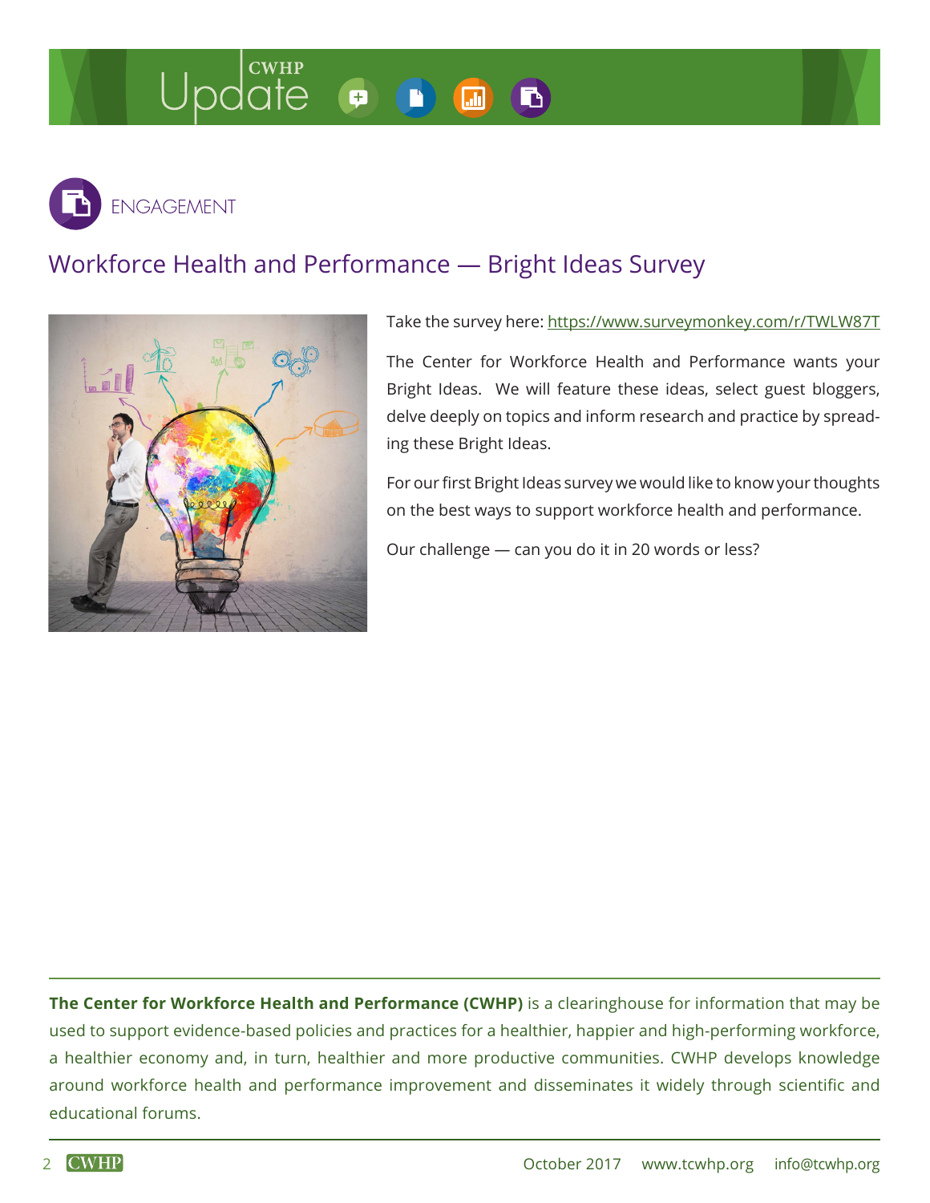# ENGAGEMENT

## Workforce Health and Performance — Bright Ideas Survey

Take the survey here: https://www.surveymonkey.com/r/TWLW87T

The Center for Workforce Health and Performance wants your Bright Ideas. We will feature these ideas, select guest bloggers, delve deeply on topics and inform research and practice by spreading these Bright Ideas.

For our first Bright Ideas survey we would like to know your thoughts on the best ways to support workforce health and performance.

Our challenge — can you do it in 20 words or less?

**The Center for Workforce Health and Performance (CWHP)** is a clearinghouse for information that may be used to support evidence-based policies and practices for a healthier, happier and high-performing workforce, a healthier economy and, in turn, healthier and more productive communities. CWHP develops knowledge around workforce health and performance improvement and disseminates it widely through scientific and educational forums.

October 2017 www.tcwhp.org info@tcwhp.org